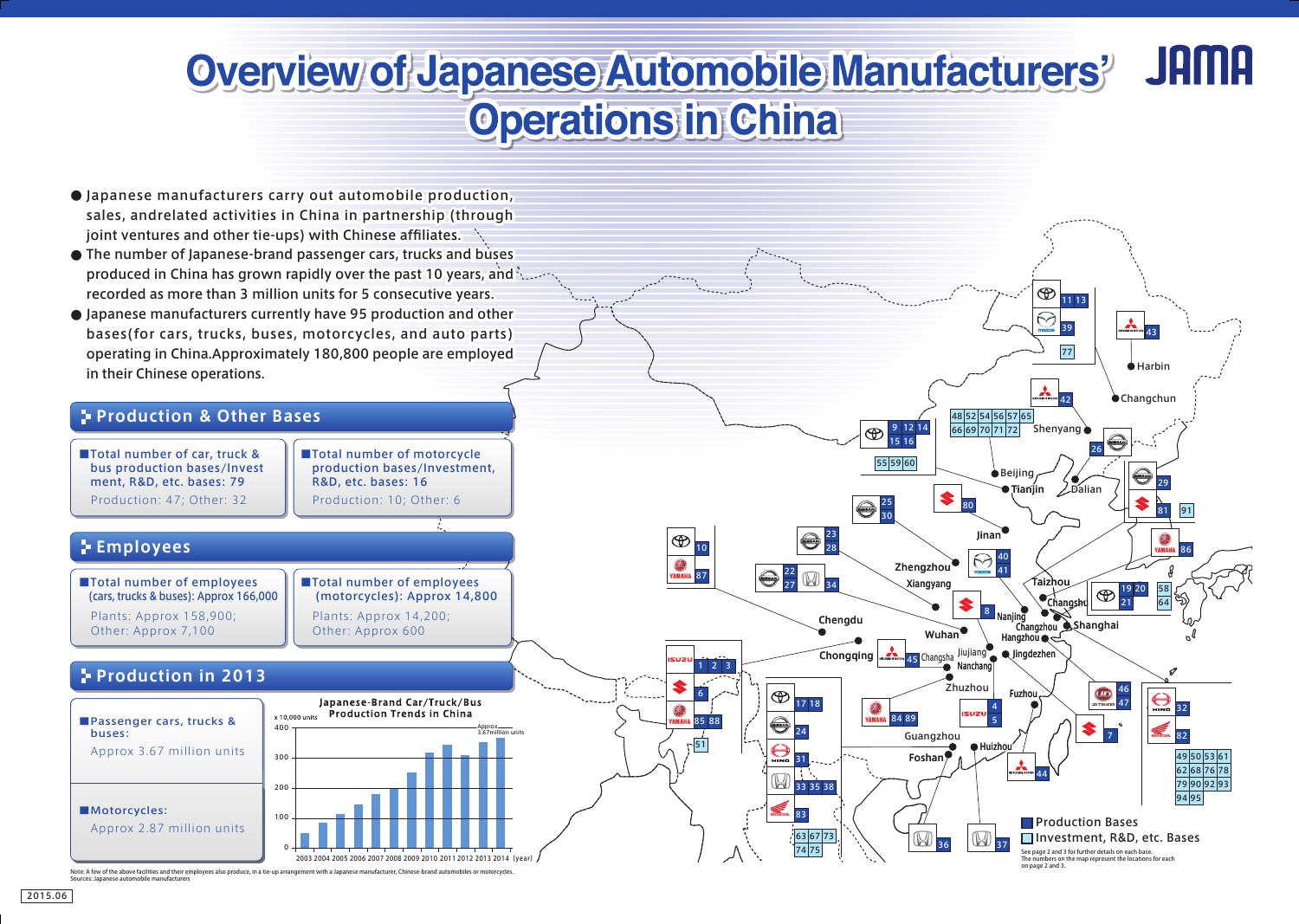# Overview of Japanese Automobile Manufacturers' Operations in China

JAMA

- Japanese manufacturers carry out automobile production, sales, andrelated activities in China in partnership (through joint ventures and other tie-ups) with Chinese affiliates.
- The number of Japanese-brand passenger cars, trucks and buses produced in China has grown rapidly over the past 10 years, and recorded as more than 3 million units for 5 consecutive years.
- Japanese manufacturers currently have 95 production and other bases(for cars, trucks, buses, motorcycles, and auto parts) operating in China.Approximately 180,800 people are employed in their Chinese operations.

## Production & Other Bases

**Total number of car, truck & bus production bases/Investment, R&D, etc. bases: 79**
Production: 47; Other: 32

**Total number of motorcycle production bases/Investment, R&D, etc. bases: 16**
Production: 10; Other: 6

## Employees

**Total number of employees (cars, trucks & buses): Approx 166,000**
Plants: Approx 158,900; Other: Approx 7,100

**Total number of employees (motorcycles): Approx 14,800**
Plants: Approx 14,200; Other: Approx 600

## Production in 2013

**Passenger cars, trucks & buses:**
Approx 3.67 million units

**Motorcycles:**
Approx 2.87 million units

**Japanese-Brand Car/Truck/Bus Production Trends in China**

x 10,000 units; 2003–2014 (year); Approx 3.67million units

Harbin, Changchun, Shenyang, Beijing, Tianjin, Dalian, Jinan, Zhengzhou, Xiangyang, Taizhou, Changshu, Nanjing, Changzhou, Shanghai, Hangzhou, Chengdu, Wuhan, Chongqing, Changsha, Jiujiang, Nanchang, Jingdezhen, Zhuzhou, Fuzhou, Guangzhou, Huizhou, Foshan

Map bases: 11 13; 39; 77; 43; 42; 48 52 54 56 57 65 66 69 70 71 72; 9 12 14 15 16; 55 59 60; 26; 29; 81 91; 80; 25 30; 23 28; 22 27 34; 10; 87; 86; 40 41; 58 64; 19 20 21; 8; 1 2 3; 6; 85 88; 51; 45; 17 18; 24; 31; 33 35 38; 83; 63 67 73 74 75; 84 89; 4 5; 46 47; 7; 32; 82; 49 50 53 61 62 68 76 78 79 90 92 93 94 95; 44; 36; 37

■ Production Bases
■ Investment, R&D, etc. Bases

See page 2 and 3 for further details on each base. The numbers on the map represent the locations for each on page 2 and 3.

Note: A few of the above facilities and their employees also produce, in a tie-up arrangement with a Japanese manufacturer, Chinese-brand automobiles or motorcycles.
Sources: Japanese automobile manufacturers

2015.06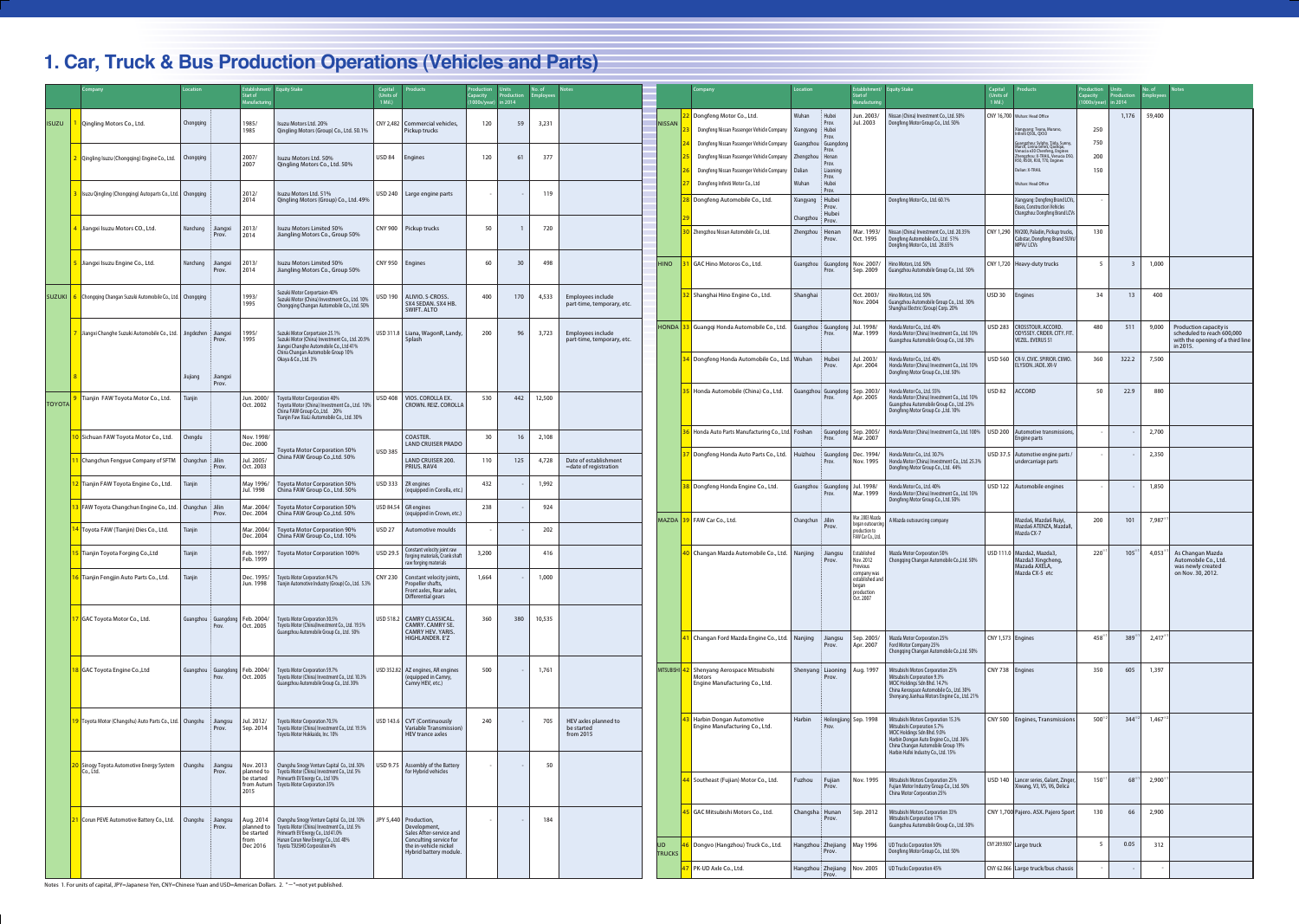# 1. Car, Truck & Bus Production Operations (Vehicles and Parts)

| | | Company | Location | | Establishment/ Start of Manufacturing | Equity Stake | Capital (Units of 1 Mil.) | Products | Production Capacity (1000s/year) | Units Production in 2014 | No. of Employees | Notes |
|---|---|---|---|---|---|---|---|---|---|---|---|---|
| ISUZU | 1 | Qingling Motors Co., Ltd. | Chongqing | | 1985/ 1985 | Isuzu Motors Ltd. 20% Qingling Motors (Group) Co., Ltd. 50.1% | CNY 2,482 | Commercial vehicles, Pickup trucks | 120 | 59 | 3,231 | |
| | 2 | Qingling Isuzu (Chongqing) Engine Co., Ltd. | Chongqing | | 2007/ 2007 | Isuzu Motors Ltd. 50% Qingling Motors Co., Ltd. 50% | USD 84 | Engines | 120 | 61 | 377 | |
| | 3 | Isuzu Qingling (Chongqing) Autoparts Co., Ltd. | Chongqing | | 2012/ 2014 | Isuzu Motors Ltd. 51% Qingling Motors (Group) Co., Ltd. 49% | USD 240 | Large engine parts | - | - | 119 | |
| | 4 | Jiangxi Isuzu Motors CO., Ltd. | Nanchang | Jiangxi Prov. | 2013/ 2014 | Isuzu Motors Limited 50% Jiangling Motors Co., Group 50% | CNY 900 | Pickup trucks | 50 | 1 | 720 | |
| | 5 | Jiangxi Isuzu Engine Co., Ltd. | Nanchang | Jiangxi Prov. | 2013/ 2014 | Isuzu Motors Limited 50% Jiangling Motors Co., Group 50% | CNY 950 | Engines | 60 | 30 | 498 | |
| SUZUKI | 6 | Chongqing Changan Suzuki Automobile Co., Ltd. | Chongqing | | 1993/ 1995 | Suzuki Motor Corportaion 40% Suzuki Motor (China) Investment Co., Ltd. 10% Chongqing Changan Automobile Co., Ltd. 50% | USD 190 | ALIVIO. S-CROSS. SX4 SEDAN. SX4 HB. SWIFT. ALTO | 400 | 170 | 4,533 | Employees include part-time, temporary, etc. |
| | 7 | Jiangxi Changhe Suzuki Automobile Co., Ltd. | Jingdezhen | Jiangxi Prov. | 1995/ 1995 | Suzuki Motor Corportaion 25.1% Suzuki Motor (China) Investment Co., Ltd. 20.9% Jiangxi Changhe Automobile Co.,Ltd 41% China Changan Automobile Group 10% Okaya & Co., Ltd. 3% | USD 311.8 | Liana, WagonR, Landy, Splash | 200 | 96 | 3,723 | Employees include part-time, temporary, etc. |
| | 8 | | Jiujiang | Jiangxi Prov. | | | | | | | | |
| TOYOTA | 9 | Tianjin FAW Toyota Motor Co., Ltd. | Tianjin | | Jun. 2000/ Oct. 2002 | Toyota Motor Corporation 40% Toyota Motor (China) Investment Co., Ltd. 10% China FAW Group Co., Ltd. 20% Tianjin FAW XiaLi Automobile Co., Ltd. 30% | USD 408 | VIOS. COROLLA EX. CROWN. REIZ. COROLLA | 530 | 442 | 12,500 | |
| | 10 | Sichuan FAW Toyota Motor Co., Ltd. | Chengdu | | Nov. 1998/ Dec. 2000 | Toyota Motor Corporation 50% China FAW Group Co.,Ltd. 50% | USD 385 | COASTER. LAND CRUISER PRADO | 30 | 16 | 2,108 | |
| | 11 | Changchun Fengyue Company of SFTM | Changchun | Jilin Prov. | Jul. 2005/ Oct. 2003 | | | LAND CRUISER 200. PRIUS. RAV4 | 110 | 125 | 4,728 | Date of establishment =date of registration |
| | 12 | Tianjin FAW Toyota Engine Co., Ltd. | Tianjin | | May 1996/ Jul. 1998 | Toyota Motor Corporation 50% China FAW Group Co., Ltd. 50% | USD 333 | ZR engines (equipped in Corolla, etc.) | 432 | - | 1,992 | |
| | 13 | FAW Toyota Changchun Engine Co., Ltd. | Changchun | Jilin Prov. | Mar. 2004/ Dec. 2004 | Toyota Motor Corporation 50% China FAW Group Co.,Ltd. 50% | USD 84.54 | GR engines (equipped in Crown, etc.) | 238 | - | 924 | |
| | 14 | Toyota FAW (Tianjin) Dies Co., Ltd. | Tianjin | | Mar. 2004/ Dec. 2004 | Toyota Motor Corporation 90% China FAW Group Co., Ltd. 10% | USD 27 | Automotive moulds | - | - | 202 | |
| | 15 | Tianjin Toyota Forging Co.,Ltd | Tianjin | | Feb. 1997/ Feb. 1999 | Toyota Motor Corporation 100% | USD 29.5 | Constant velocity joint raw forging materials, Crank shaft raw forging materials | 3,200 | | 416 | |
| | 16 | Tianjin Fengjin Auto Parts Co., Ltd. | Tianjin | | Dec. 1995/ Jun. 1998 | Toyota Motor Corporation 94.7% Tianjin Automotive Industry (Group) Co., Ltd. 5.3% | CNY 230 | Constant velocity joints, Propeller shafts, Front axles, Rear axles, Differential gears | 1,664 | - | 1,000 | |
| | 17 | GAC Toyota Motor Co., Ltd. | Guangzhou | Guangdong Prov. | Feb. 2004/ Oct. 2005 | Toyota Motor Corporation 30.5% Toyota Motor (China) Investment Co., Ltd. 19.5% Guangzhou Automobile Group Co., Ltd. 50% | USD 518.2 | CAMRY CLASSICAL. CAMRY. CAMRY SE. CAMRY HEV. YARIS. HIGHLANDER. E'Z | 360 | 380 | 10,535 | |
| | 18 | GAC Toyota Engine Co.,Ltd | Guangzhou | Guangdong Prov. | Feb. 2004/ Oct. 2005 | Toyota Motor Corporation 59.7% Toyota Motor (China) Investment Co., Ltd. 10.3% Guangzhou Automobile Group Co., Ltd. 30% | USD 352.82 | AZ engines, AR engines (equipped in Camry, Camry HEV, etc.) | 500 | - | 1,761 | |
| | 19 | Toyota Motor (Changshu) Auto Parts Co., Ltd. | Changshu | Jiangsu Prov. | Jul. 2012/ Sep. 2014 | Toyota Motor Corporation 70.5% Toyota Motor (China) Investment Co., Ltd. 19.5% Toyota Motor Hokkaido, Inc. 10% | USD 143.6 | CVT (Continuously Variable Transmission) HEV trance axles | 240 | - | 705 | HEV axles planned to be started from 2015 |
| | 20 | Sinogy Toyota Automotive Energy System Co., Ltd. | Changshu | Jiangsu Prov. | Nov. 2013 planned to be started from Autumn 2015 | Changshu Sinogy Venture Capital Co., Ltd. 50% Toyota Motor (China) Investment Co., Ltd. 5% Primearth EV Energy Co., Ltd 10% Toyota Motor Corporation 35% | USD 9.75 | Assembly of the Battery for Hybrid vehicles | - | - | 50 | |
| | 21 | Corun PEVE Automotive Battery Co., Ltd. | Changshu | Jiangsu Prov. | Aug. 2014 planned to be started from Dec 2016 | Changshu Sinogy Venture Capital Co., Ltd. 10% Toyota Motor (China) Investment Co., Ltd. 5% Primearth EV Energy Co., Ltd 41.0% Hunan Corun New Energy Co., Ltd. 40% Toyota TSUSHO Corporation 4% | JPY 5,440 | Production, Development, Sales After-service and Consulting service for the in-vehicle nickel Hybrid battery module. | - | - | 184 | |
| NISSAN | 22 | Dongfeng Motor Co., Ltd. | Wuhan | Hubei Prov. | Jun. 2003/ Jul. 2003 | Nissan (China) Investment Co., Ltd. 50% Dongfeng Motor Group Co., Ltd. 50% | CNY 16,700 | Wuhan: Head Office | | 1,176 | 59,400 | |
| | 23 | Dongfeng Nissan Passenger Vehicle Company | Xiangyang | Hubei Prov. | | | | Xiangyang: Teana, Murano, Infiniti Q70L, QX50 | 250 | | | |
| | 24 | Dongfeng Nissan Passenger Vehicle Company | Guangzhou | Guangdong Prov. | | | | Guangzhou: Sylphy, Tiida, Sunny, March, Livina Series, Qashqai, Venucia a50 Chenfeng, Engines | 750 | | | |
| | 25 | Dongfeng Nissan Passenger Vehicle Company | Zhengzhou | Henan Prov. | | | | Zhengzhou: X-TRAIL, Venucia D50, R50, R50X, R30, T70, Engines | 200 | | | |
| | 26 | Dongfeng Nissan Passenger Vehicle Company | Dalian | Liaoning Prov. | | | | Dalian: X-TRAIL | 150 | | | |
| | 27 | Dongfeng Infiniti Motor Co., Ltd | Wuhan | Hubei Prov. | | | | Wuhan: Head Office | | | | |
| | 28 | Dongfeng Automobile Co., Ltd. | Xiangyang | Hubei Prov. | | Dongfeng Motor Co., Ltd. 60.1% | | Xiangyang: Dongfeng Brand LCVs, Buses, Construction Vehicles | - | | | |
| | 29 | | Changzhou | Hubei Prov. | | | | Changzhou: Dongfeng Brand LCVs | | | | |
| | 30 | Zhengzhou Nissan Automobile Co., Ltd. | Zhengzhou | Henan Prov. | Mar. 1993/ Oct. 1995 | Nissan (China) Investment Co., Ltd. 20.35% Dongfeng Automobile Co., Ltd. 51% Dongfeng Motor Co., Ltd. 28.65% | CNY 1,290 | NV200, Paladin, Pickup trucks, Cabstar, Dongfeng Brand SUVs/MPVs/LCVs | 130 | | | |
| HINO | 31 | GAC Hino Motoros Co., Ltd. | Guangzhou | Guangdong Prov. | Nov. 2007/ Sep. 2009 | Hino Motors, Ltd. 50% Guangzhou Automobile Group Co., Ltd. 50% | CNY 1,720 | Heavy-duty trucks | 5 | 3 | 1,000 | |
| | 32 | Shanghai Hino Engine Co., Ltd. | Shanghai | | Oct. 2003/ Nov. 2004 | Hino Motors, Ltd. 50% Guangzhou Automobile Group Co., Ltd. 30% Shanghai Electric (Group) Corp. 20% | USD 30 | Engines | 34 | 13 | 400 | |
| HONDA | 33 | Guangqi Honda Automobile Co., Ltd. | Guangzhou | Guangdong Prov. | Jul. 1998/ Mar. 1999 | Honda Motor Co., Ltd. 40% Honda Motor (China) Investment Co., Ltd. 10% Guangzhou Automobile Group Co., Ltd. 50% | USD 283 | CROSSTOUR. ACCORD. ODYSSEY. CRIDER. CITY. FIT. VEZEL. EVERUS S1 | 480 | 511 | 9,000 | Production capacity is scheduled to reach 600,000 with the opening of a third line in 2015. |
| | 34 | Dongfeng Honda Automobile Co., Ltd. | Wuhan | Hubei Prov. | Jul. 2003/ Apr. 2004 | Honda Motor Co., Ltd. 40% Honda Motor (China) Investment Co., Ltd. 10% Dongfeng Motor Group Co., Ltd. 50% | USD 560 | CR-V. CIVIC. SPIRIOR. CIIMO. ELYSION. JADE. XR-V | 360 | 322.2 | 7,500 | |
| | 35 | Honda Automobile (China) Co., Ltd. | Guangzhou | Guangdong Prov. | Sep. 2003/ Apr. 2005 | Honda Motor Co., Ltd. 55% Honda Motor (China) Investment Co., Ltd. 10% Guangzhou Automobile Group Co., Ltd. 25% Dongfeng Motor Group Co.,Ltd. 10% | USD 82 | ACCORD | 50 | 22.9 | 880 | |
| | 36 | Honda Auto Parts Manufacturing Co., Ltd. | Foshan | Guangdong Prov. | Sep. 2005/ Mar. 2007 | Honda Motor (China) Investment Co., Ltd. 100% | USD 200 | Automotive transmissions, Engine parts | - | - | 2,700 | |
| | 37 | Dongfeng Honda Auto Parts Co., Ltd. | Huizhou | Guangdong Prov. | Dec. 1994/ Nov. 1995 | Honda Motor Co., Ltd. 30.7% Honda Motor (China) Investment Co., Ltd. 25.3% Dongfeng Motor Group Co., Ltd. 44% | USD 37.5 | Automotive engine parts / undercarriage parts | - | - | 2,350 | |
| | 38 | Dongfeng Honda Engine Co., Ltd. | Guangzhou | Guangdong Prov. | Jul. 1998/ Mar. 1999 | Honda Motor Co., Ltd. 40% Honda Motor (China) Investment Co., Ltd. 10% Dongfeng Motor Group Co., Ltd. 50% | USD 122 | Automobile engines | - | - | 1,850 | |
| MAZDA | 39 | FAW Car Co., Ltd. | Changchun | Jilin Prov. | Mar. 2003 Mazda began outsourcing production to FAW Car Co., Ltd. | A Mazda outsourcing company | | Mazda6, Mazda6 Ruiyi, Mazda6 ATENZA, Mazda8, Mazda CX-7 | 200 | 101 | 7,987[*1] | |
| | 40 | Changan Mazda Automobile Co., Ltd. | Nanjing | Jiangsu Prov. | Established Nov. 2012 Previous company was established and began production Oct. 2007 | Mazda Motor Corporation 50% Chongqing Changan Automobile Co.,Ltd. 50% | USD 111.0 | Mazda2, Mazda3, Mazda3 Xingcheng, Mazada AXELA, Mazda CX-5 etc | 220[*1] | 105[*1] | 4,053[*1] | As Changan Mazda Automobile Co., Ltd. was newly created on Nov. 30, 2012. |
| | 41 | Changan Ford Mazda Engine Co., Ltd. | Nanjing | Jiangsu Prov. | Sep. 2005/ Apr. 2007 | Mazda Motor Corporation 25% Ford Motor Company 25% Chongqing Changan Automobile Co.,Ltd. 50% | CNY 1,573 | Engines | 458[*1] | 389[*1] | 2,417[*1] | |
| MITSUBISHI | 42 | Shenyang Aerospace Mitsubishi Motors Engine Manufacturing Co., Ltd. | Shenyang | Liaoning Prov. | Aug. 1997 | Mitsubishi Motors Corporation 25% Mitsubishi Corporation 9.3% MCIC Holdings Sdn Bhd. 14.7% China Aerospace Automobile Co., Ltd. 30% Shenyang Jianhua Motors Engine Co., Ltd. 21% | CNY 738 | Engines | 350 | 605 | 1,397 | |
| | 43 | Harbin Dongan Automotive Engine Manufacturing Co., Ltd. | Harbin | Heilongjiang Prov. | Sep. 1998 | Mitsubishi Motors Corporation 15.3% Mitsubishi Corporation 5.7% MCIC Holdings Sdn Bhd. 9.0% Harbin Dongan Auto Engine Co., Ltd. 36% China Changan Automobile Group 19% Harbin Hafei Industry Co., Ltd. 15% | CNY 500 | Engines, Transmissions | 500[*2] | 344[*2] | 1,467[*2] | |
| | 44 | Southeast (Fujian) Motor Co., Ltd. | Fuzhou | Fujian Prov. | Nov. 1995 | Mitsubishi Motors Corporation 25% Fujian Motor Industry Group Co., Ltd. 50% China Motor Corporation 25% | USD 140 | Lancer series, Galant, Zinger, Xiwang, V3, V5, V6, Delica | 150[*1] | 68[*1] | 2,900[*1] | |
| | 45 | GAC Mitsubishi Motors Co., Ltd. | Changsha | Hunan Prov. | Sep. 2012 | Mitsubishi Motors Corporation 33% Mitsubishi Corporation 17% Guangzhou Automobile Group Co., Ltd. 50% | CNY 1,700 | Pajero. ASX. Pajero Sport | 130 | 66 | 2,900 | |
| UD TRUCKS | 46 | Dongvo (Hangzhou) Truck Co., Ltd. | Hangzhou | Zhejiang Prov. | May 1996 | UD Trucks Corporation 50% Dongfeng Motor Group Co., Ltd. 50% | CNY 289.9307 | Large truck | 5 | 0.05 | 312 | |
| | 47 | PK-UD Axle Co., Ltd. | Hangzhou | Zhejiang Prov. | Nov. 2005 | UD Trucks Corporation 45% | CNY 62.066 | Large truck/bus chassis | - | - | - | |

Notes 1. For units of capital, JPY=Japanese Yen, CNY=Chinese Yuan and USD=American Dollars. 2. "－"=not yet published.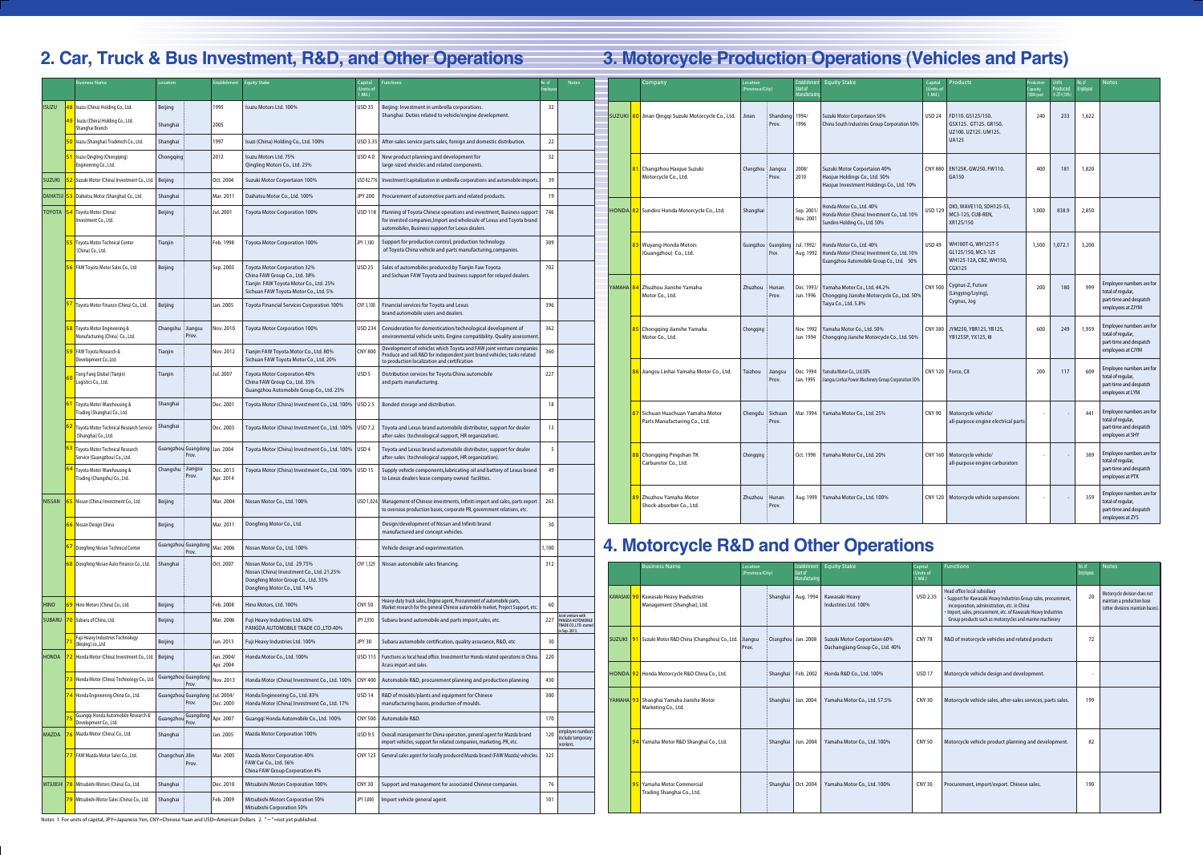## 2. Car, Truck & Bus Investment, R&D, and Other Operations

| | | Business Name | Location | | Establishment | Equity Stake | Capital (Units of 1 Mil.) | Functions | No. of Employees | Notes |
|---|---|---|---|---|---|---|---|---|---|---|
| ISUZU | 48 | Isuzu (China) Holding Co., Ltd. | Beijing | | 1995 | Isuzu Motors Ltd. 100% | USD 35 | Beijing: Investment in umbrella corporations. Shanghai: Duties related to vehicle/engine development. | 32 | |
| | 49 | Isuzu (China) Holding Co., Ltd. Shanghai Branch | Shanghai | | 2005 | | | | | |
| | 50 | Isuzu (Shanghai) Tradetech Co., Ltd. | Shanghai | | 1997 | Isuzi (China) Holding Co., Ltd. 100% | USD 3.35 | After-sales service parts sales, foreign and domestic distribution. | 22 | |
| | 51 | Isuzu Qingling (Chongqing) Engineering Co., Ltd. | Chongqing | | 2012 | Isuzu Motors Ltd. 75%<br>Qingling Motors Co., Ltd. 25% | USD 4.0 | New product planning and development for large-sized vheicles and related components. | 32 | |
| SUZUKI | 52 | Suzuki Motor (China) Investment Co., Ltd. | Beijing | | Oct. 2004 | Suzuki Motor Corportaion 100% | USD 82.776 | Investment/capitalization in umbrella corporations and automobile imports. | 39 | |
| DAIHATSU | 53 | Daihatsu Motor (Shanghai) Co., Ltd. | Shanghai | | Mar. 2011 | Daihatsu Motor Co., Ltd. 100% | JPY 200 | Procurement of automotive parts and related products. | 19 | |
| TOYOTA | 54 | Toyota Motor (China) Investment Co., Ltd. | Beijing | | Jul. 2001 | Toyota Motor Corporation 100% | USD 118 | Planning of Toyota Chinese operations and investment, Business support for invested companies,Import and wholesale of Lexus and Toyota brand automobiles, Business support for Lexus dealers. | 746 | |
| | 55 | Toyota Motor Technical Center (China) Co., Ltd. | Tianjin | | Feb. 1998 | Toyota Motor Corporation 100% | JPY 1,100 | Support for production control, production technology. of Toyota China vehicle and parts manufacturing,companies. | 309 | |
| | 56 | FAW Toyota Motor Sales Co., Ltd | Beijing | | Sep. 2003 | Toyota Motor Corporation 32%<br>China FAW Group Co., Ltd. 38%<br>Tianjin FAW Toyota Motor Co., Ltd. 25%<br>Sichuan FAW Toyota Motor Co., Ltd. 5% | USD 25 | Sales of automobiles produced by Tianjin Faw Toyota and Sichuan FAW Toyota and business support for relayed dealers. | 702 | |
| | 57 | Toyota Motor Finance (China) Co., Ltd. | Beijing | | Jan. 2005 | Toyota Financial Services Corporation 100% | CNY 3,100 | Financial services for Toyota and Lexus brand automobile users and dealers. | 396 | |
| | 58 | Toyota Motor Engineering & Manufacturing (China) Co., Ltd. | Changshu | Jiangsu Prov. | Nov. 2010 | Toyota Motor Corporation 100% | USD 234 | Consideration for domestication/technological development of environmental vehicle units. Engine compatibility. Quality assessment. | 362 | |
| | 59 | FAW Toyota Research & Development Co., Ltd. | Tianjin | | Nov. 2012 | Tianjin FAW Toyota Motor Co., Ltd. 80%<br>Sichuan FAW Toyota Motor Co., Ltd. 20% | CNY 800 | Development of vehicles which Toyota and FAW joint venture companies Produce and sell.R&D for independent joint brand vehicles; tasks related to production localization and certification | 360 | |
| | 60 | Tong Fang Global (Tianjin) Logistics Co., Ltd. | Tianjin | | Jul. 2007 | Toyota Motor Corporation 40%<br>China FAW Group Co., Ltd. 35%<br>Guangzhou Automobile Group Co., Ltd. 25% | USD 5 | Distribution services for Toyota China automobile and parts manufacturing. | 227 | |
| | 61 | Toyota Motor Warehousing & Trading (Shanghai) Co., Ltd. | Shanghai | | Dec. 2001 | Toyota Motor (China) Investment Co., Ltd. 100% | USD 2.5 | Bonded storage and distribution. | 18 | |
| | 62 | Toyota Motor Technical Research Service (Shanghai) Co., Ltd. | Shanghai | | Dec. 2003 | Toyota Motor (China) Investment Co., Ltd. 100% | USD 7.2 | Toyota and Lexus brand automobile distributor, support for dealer after-sales (technological support, HR organization). | 13 | |
| | 63 | Toyota Motor Technical Research Service (Guangzhou) Co., Ltd. | Guangzhou | Guangdong Prov. | Jan. 2004 | Toyota Motor (China) Investment Co., Ltd. 100% | USD 4 | Toyota and Lexus brand automobile distributor, support for dealer after-sales (technological support, HR organization). | 5 | |
| | 64 | Toyota Motor Warehousing & Trading (Changshu) Co., Ltd. | Changshu | Jiangsu Prov. | Dec. 2013<br>Apr. 2014 | Toyota Motor (China) Investment Co., Ltd. 100% | USD 15 | Supply vehicle components,lubricating oil and battery of Lexus brand to Lexus dealers lease company owned facilities. | 49 | |
| NISSAN | 65 | Nissan (China) Investment Co., Ltd. | Beijing | | Mar. 2004 | Nissan Motor Co., Ltd. 100% | USD 1,024 | Management of Chinese investments, Infiniti import and sales, parts export to overseas production bases, corporate PR, government relations, etc. | 263 | |
| | 66 | Nissan Design China | Beijing | | Mar. 2011 | Dongfeng Motor Co., Ltd. | | Design/development of Nissan and Infiniti brand manufactured and concept vehicles. | 30 | |
| | 67 | Dongfeng Nissan Technical Center | Guangzhou | Guangdong Prov. | Mar. 2006 | Nissan Motor Co., Ltd. 100% | - | Vehicle design and experimentation. | 1,100 | |
| | 68 | Dongfeng Nissan Auto Finance Co., Ltd. | Shanghai | | Oct. 2007 | Nissan Motor Co., Ltd. 29.75%<br>Nissan (China) Investment Co., Ltd. 21.25%<br>Dongfeng Motor Group Co., Ltd. 35%<br>Dongfeng Motor Co., Ltd. 14% | CNY 1,529 | Nissan automobile sales financing. | 312 | |
| HINO | 69 | Hino Motors (China) Co., Ltd. | Beijing | | Feb. 2008 | Hino Motors, Ltd. 100% | CNY 50 | Heavy-duty truck sales, Engine agent, Procurement of automobile parts, Market research for the general Chinese automobile market, Project support, etc. | 60 | |
| SUBARU | 70 | Subaru of China, Ltd. | Beijing | | Mar. 2006 | Fuji Heavy Industries Ltd. 60%<br>PANGDA AUTOMOBILE TRADE CO.,LTD.40% | JPY 2,950 | Subaru brand automobile and parts import,sales, etc. | 227 | Joint venture with PANGDA AUTOMOBILE TRADE CO.,LTD. started in Sep. 2013. |
| | 71 | Fuji Heavy Industries Technology (Beijing) co.,Ltd | Beijing | | Jun. 2013 | Fuji Heavy Industries Ltd. 100% | JPY 30 | Subaru automobile certification, quality assurance, R&D, etc | 30 | |
| HONDA | 72 | Honda Motor (China) Investment Co., Ltd. | Beijing | | Jan. 2004/<br>Apr. 2004 | Honda Motor Co., Ltd. 100% | USD 115 | Functions as local head office. Investment for Honda-related operations in China. Acura import and sales. | 220 | |
| | 73 | Honda Motor (China) Technology Co., Ltd. | Guangzhou | Guangdong Prov. | Nov. 2013 | Honda Motor (China) Investment Co., Ltd. 100% | CNY 400 | Automobile R&D, procurement planning and production planning | 430 | |
| | 74 | Honda Engineering China Co., Ltd. | Guangzhou | Guangdong Prov. | Jul. 2004/<br>Dec. 2005 | Honda Engineering Co., Ltd. 83%<br>Honda Motor (China) Investment Co., Ltd. 17% | USD 14 | R&D of moulds/plants and equipment for Chinese manufacturing bases, production of moulds. | 300 | |
| | 75 | Guangqi Honda Automobile Research & Development Co., Ltd. | Guangzhou | Guangdong Prov. | Apr. 2007 | Guangqi Honda Automobile Co., Ltd. 100% | CNY 500 | Automobile R&D. | 170 | |
| MAZDA | 76 | Mazda Motor (China) Co., Ltd. | Shanghai | | Jan. 2005 | Mazda Motor Corporation 100% | USD 9.5 | Overall management for China operation, general agent for Mazda brand import vehicles, support for related companies, marketing, PR, etc. | 120 | employee numbers include temporary workers. |
| | 77 | FAW Mazda Motor Sales Co., Ltd. | Changchun | Jilin Prov. | Mar. 2005 | Mazda Motor Corporation 40%<br>FAW Car Co., Ltd. 56%<br>China FAW Group Corporation 4% | CNY 125 | General sales agent for locally produced Mazda brand (FAW Mazda) vehicles. | 325 | |
| MITSUBISHI | 78 | Mitsubishi Motors (China) Co., Ltd. | Shanghai | | Dec. 2010 | Mitsubishi Motors Corporation 100% | CNY 30 | Support and management for associated Chinese companies. | 76 | |
| | 79 | Mitsubishi Motor Sales (China) Co., Ltd. | Shanghai | | Feb. 2009 | Mitsubishi Motors Corporation 50%<br>Mitsubishi Corporation 50% | JPY 3,000 | Import vehicle general agent. | 101 | |

Notes 1. For units of capital, JPY=Japanese Yen, CNY=Chinese Yuan and USD=American Dollars. 2. "－"=not yet published.

## 3. Motorcycle Production Operations (Vehicles and Parts)

| | | Company | Location (Province/City) | | Establishment Start of Manufacturing | Equity Stake | Capital (Units of 1 Mil.) | Products | Production Capacity (000s/year) | Units Produced in 2014 (000s) | No. of Employees | Notes |
|---|---|---|---|---|---|---|---|---|---|---|---|---|
| SUZUKI | 80 | Jinan Qingqi Suzuki Motorcycle Co., Ltd. | Jinan | Shandong Prov. | 1994/<br>1996 | Suzuki Motor Corportaion 50%<br>China South Industries Group Corporation 50% | USD 24 | FD110. GS125/150. GSX125. GT125. GR150. UZ100. UZ125. UM125. UA125 | 240 | 233 | 1,622 | |
| | 81 | Changzhou Haojue Suzuki Motorcycle Co., Ltd. | Changzhou | Jiangsu Prov. | 2008/<br>2010 | Suzuki Motor Corportaion 40%<br>Haojue Holdings Co., Ltd. 50%<br>Haojue Investment Holdings Co., Ltd. 10% | CNY 880 | EN125K. GW250. FW110. GA150 | 400 | 181 | 1,820 | |
| HONDA | 82 | Sundiro Honda Motorcycle Co., Ltd. | Shanghai | | Sep. 2001/<br>Nov. 2001 | Honda Motor Co., Ltd. 40%<br>Honda Motor (China) Investment Co., Ltd. 10%<br>Sundiro Holding Co., Ltd. 50% | USD 129 | DIO, WAVE110, SDH125-53, MC3-125, CUB-REN, XR125/150 | 1,000 | 838.9 | 2,850 | |
| | 83 | Wuyang-Honda Motors (Guangzhou) Co., Ltd. | Guangzhou | Guangdong Prov. | Jul. 1992/<br>Aug. 1992 | Honda Motor Co., Ltd. 40%<br>Honda Motor (China) Investment Co., Ltd. 10%<br>Guangzhou Automobile Group Co., Ltd. 50% | USD 49 | WH100T-G, WH125T-5 GL125/150, MC3-125 WH125-12A, CBZ, WH150, CGX125 | 1,500 | 1,072.1 | 3,200 | |
| YAMAHA | 84 | Zhuzhou Jianshe Yamaha Motor Co., Ltd. | Zhuzhou | Hunan Prov. | Dec. 1993/<br>Jun. 1996 | Yamaha Motor Co., Ltd. 44.2%<br>Chongqing Jianshe Motorcycle Co., Ltd. 50%<br>Taiya Co., Ltd. 5.8% | CNY 500 | Cygnus-Z, Future (Lingying/Liying), Cygnus, Jog | 200 | 180 | 999 | Employee numbers are for total of regular, part-time and despatch employees at ZJYM |
| | 85 | Chongqing Jianshe Yamaha Motor Co., Ltd. | Chongqing | | Nov. 1992<br>Jun. 1994 | Yamaha Motor Co., Ltd. 50%<br>Chongqing Jianshe Motorcycle Co., Ltd. 50% | CNY 380 | JYM250, YBR125, YB125, YB125SP, YX125, I8 | 600 | 249 | 1,959 | Employee numbers are for total of regular, part-time and despatch employees at CJYM |
| | 86 | Jiangsu Linhai Yamaha Motor Co., Ltd. | Taizhou | Jiangsu Prov. | Dec. 1994<br>Jan. 1995 | Yamaha Motor Co., Ltd 50%<br>Jiangsu Linhai Power Machinery Group Corporation 50% | CNY 120 | Force, C8 | 200 | 117 | 609 | Employee numbers are for total of regular, part-time and despatch employees at LYM |
| | 87 | Sichuan Huachuan Yamaha Motor Parts Manufacturing Co., Ltd. | Chengdu | Sichuan Prov. | Mar. 1994 | Yamaha Motor Co., Ltd. 25% | CNY 90 | Motorcycle vehicle/ all-purpose engine electrical parts | - | - | 441 | Employee numbers are for total of regular, part-time and despatch employees at SHY |
| | 88 | Chongqing Pingshan TK Carburetor Co., Ltd. | Chongqing | | Oct. 1998 | Yamaha Motor Co., Ltd. 20% | CNY 160 | Motorcycle vehicle/ all-purpose engine carburators | - | - | 389 | Employee numbers are for total of regular, part-time and despatch employees at PTK |
| | 89 | Zhuzhou Yamaha Motor Shock-absorber Co., Ltd. | Zhuzhou | Hunan Prov. | Aug. 1999 | Yamaha Motor Co., Ltd. 100% | CNY 120 | Motorcycle vehicle suspensions | - | - | 359 | Employee numbers are for total of regular, part-time and despatch employees at ZYS |

## 4. Motorcycle R&D and Other Operations

| | | Business Name | Location (Province/City) | | Establishment Start of Manufacturing | Equity Stake | Capital (Units of 1 Mil.) | Functions | No. of Employees | Notes |
|---|---|---|---|---|---|---|---|---|---|---|
| KAWASAKI | 90 | Kawasaki Heavy Inadustries Management (Shanghai), Ltd. | | Shanghai | Aug. 1994 | Kawasaki Heavy Industries Ltd. 100% | USD 2.35 | Head office local subsidiary<br>・Support for Kawasaki Heavy Industries Group sales, procurement, incorporation, administration, etc. in China<br>・Import, sales, procurement, etc. of Kawasaki Heavy Industries Group products such as motorcycles and marine machinery | 20 | Motorcycle division does not maintain a production base (other divisions maintain bases). |
| SUZUKI | 91 | Suzuki Motor R&D China (Changzhou) Co., Ltd. | Jiangsu Prov. | Changzhou | Jan. 2008 | Suzuki Motor Corportaion 60%<br>Dachangjiang Group Co., Ltd. 40% | CNY 78 | R&D of motorcycle vehicles and related products | 72 | |
| HONDA | 92 | Honda Motorcycle R&D China Co., Ltd. | | Shanghai | Feb. 2002 | Honda R&D Co., Ltd. 100% | USD 17 | Motorcycle vehicle design and development. | - | |
| YAMAHA | 93 | Shanghai Yamaha Jianshe Motor Marketing Co., Ltd. | | Shanghai | Jan. 2004 | Yamaha Motor Co., Ltd. 57.5% | CNY 30 | Motorcycle vehicle sales, after-sales services, parts sales. | 199 | |
| | 94 | Yamaha Motor R&D Shanghai Co., Ltd. | | Shanghai | Jun. 2004 | Yamaha Motor Co., Ltd. 100% | CNY 50 | Motorcycle vehicle product planning and development. | 82 | |
| | 95 | Yamaha Motor Commercial Trading Shanghai Co., Ltd. | | Shanghai | Oct. 2004 | Yamaha Motor Co., Ltd. 100% | CNY 30 | Procurement, import/export. Chinese sales. | 190 | |